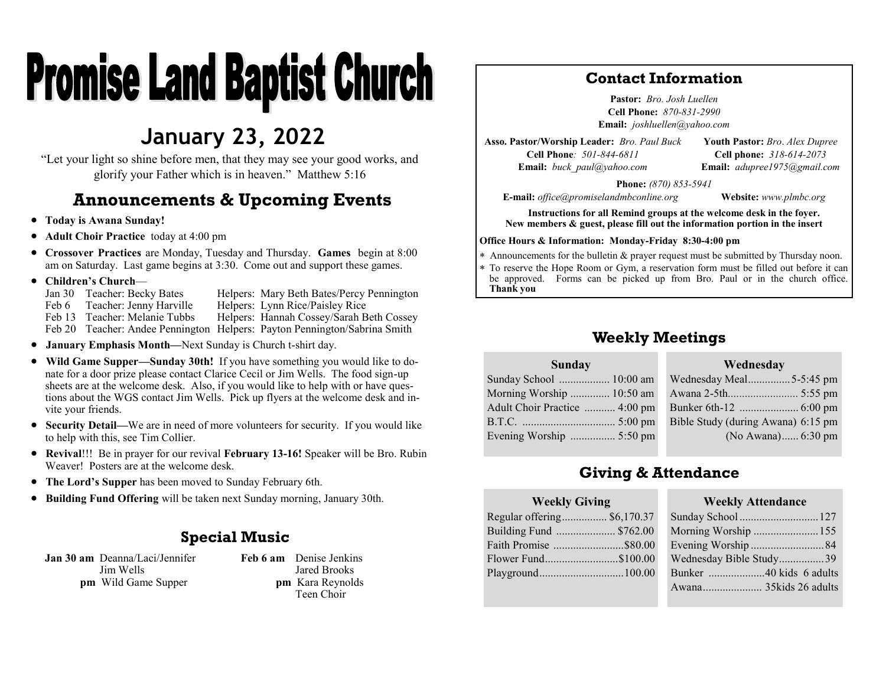# Promise Land Baptist Church

## January 23, 2022

"Let your light so shine before men, that they may see your good works, and glorify your Father which is in heaven." Matthew 5:16

## Announcements & Upcoming Events

- **Today is Awana Sunday!**
- **Adult Choir Practice** today at 4:00 pm
- **Crossover Practices** are Monday, Tuesday and Thursday. **Games** begin at 8:00 am on Saturday. Last game begins at 3:30. Come out and support these games.
- **Children's Church**—

| Date | Teacher | Helpers |
|---|---|---|
| Jan 30 | Teacher: Becky Bates | Helpers: Mary Beth Bates/Percy Pennington |
| Feb 6 | Teacher: Jenny Harville | Helpers: Lynn Rice/Paisley Rice |
| Feb 13 | Teacher: Melanie Tubbs | Helpers: Hannah Cossey/Sarah Beth Cossey |
| Feb 20 | Teacher: Andee Pennington | Helpers: Payton Pennington/Sabrina Smith |

- **January Emphasis Month—**Next Sunday is Church t-shirt day.
- **Wild Game Supper—Sunday 30th!** If you have something you would like to donate for a door prize please contact Clarice Cecil or Jim Wells. The food sign-up sheets are at the welcome desk. Also, if you would like to help with or have questions about the WGS contact Jim Wells. Pick up flyers at the welcome desk and invite your friends.
- **Security Detail—**We are in need of more volunteers for security. If you would like to help with this, see Tim Collier.
- **Revival**!!! Be in prayer for our revival **February 13-16!** Speaker will be Bro. Rubin Weaver! Posters are at the welcome desk.
- **The Lord's Supper** has been moved to Sunday February 6th.
- **Building Fund Offering** will be taken next Sunday morning, January 30th.

## Special Music

**Jan 30 am** Deanna/Laci/Jennifer
Jim Wells
**pm** Wild Game Supper

**Feb 6 am** Denise Jenkins
Jared Brooks
**pm** Kara Reynolds
Teen Choir

## Contact Information

**Pastor:** *Bro. Josh Luellen*
**Cell Phone:** *870-831-2990*
**Email:** *joshluellen@yahoo.com*

**Asso. Pastor/Worship Leader:** *Bro. Paul Buck*
**Cell Phone***: 501-844-6811*
**Email:** *buck_paul@yahoo.com*

**Youth Pastor:** *Bro. Alex Dupree*
**Cell phone:** *318-614-2073*
**Email:** *adupree1975@gmail.com*

**Phone:** *(870) 853-5941*
**E-mail:** *office@promiselandmbconline.org* **Website:** *www.plmbc.org*

**Instructions for all Remind groups at the welcome desk in the foyer.**
**New members & guest, please fill out the information portion in the insert**

**Office Hours & Information: Monday-Friday 8:30-4:00 pm**

- Announcements for the bulletin & prayer request must be submitted by Thursday noon.
- To reserve the Hope Room or Gym, a reservation form must be filled out before it can be approved. Forms can be picked up from Bro. Paul or in the church office. **Thank you**

## Weekly Meetings

**Sunday**

| Event | Time |
|---|---|
| Sunday School | 10:00 am |
| Morning Worship | 10:50 am |
| Adult Choir Practice | 4:00 pm |
| B.T.C. | 5:00 pm |
| Evening Worship | 5:50 pm |

**Wednesday**

| Event | Time |
|---|---|
| Wednesday Meal | 5-5:45 pm |
| Awana 2-5th | 5:55 pm |
| Bunker 6th-12 | 6:00 pm |
| Bible Study (during Awana) | 6:15 pm |
| (No Awana) | 6:30 pm |

## Giving & Attendance

**Weekly Giving**

| Fund | Amount |
|---|---|
| Regular offering | $6,170.37 |
| Building Fund | $762.00 |
| Faith Promise | $80.00 |
| Flower Fund | $100.00 |
| Playground | 100.00 |

**Weekly Attendance**

| Event | Attendance |
|---|---|
| Sunday School | 127 |
| Morning Worship | 155 |
| Evening Worship | 84 |
| Wednesday Bible Study | 39 |
| Bunker | 40 kids 6 adults |
| Awana | 35kids 26 adults |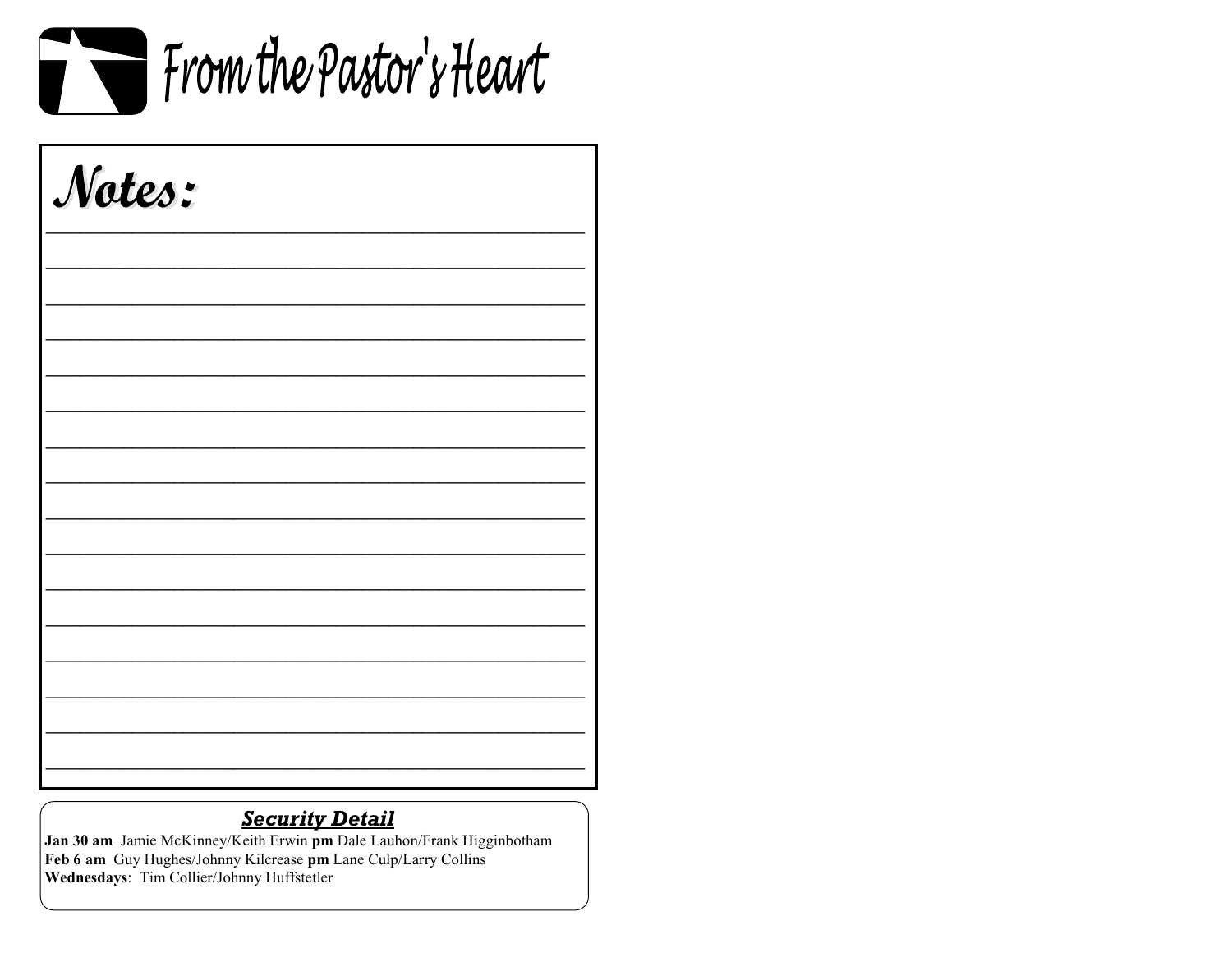# From the Pastor's Heart

## Notes:

_______________________________________________

_______________________________________________

_______________________________________________

_______________________________________________

_______________________________________________

_______________________________________________

_______________________________________________

_______________________________________________

_______________________________________________

_______________________________________________

_______________________________________________

_______________________________________________

_______________________________________________

_______________________________________________

_______________________________________________

_______________________________________________

### ***Security Detail***

**Jan 30 am** Jamie McKinney/Keith Erwin **pm** Dale Lauhon/Frank Higginbotham
**Feb 6 am** Guy Hughes/Johnny Kilcrease **pm** Lane Culp/Larry Collins
**Wednesdays**: Tim Collier/Johnny Huffstetler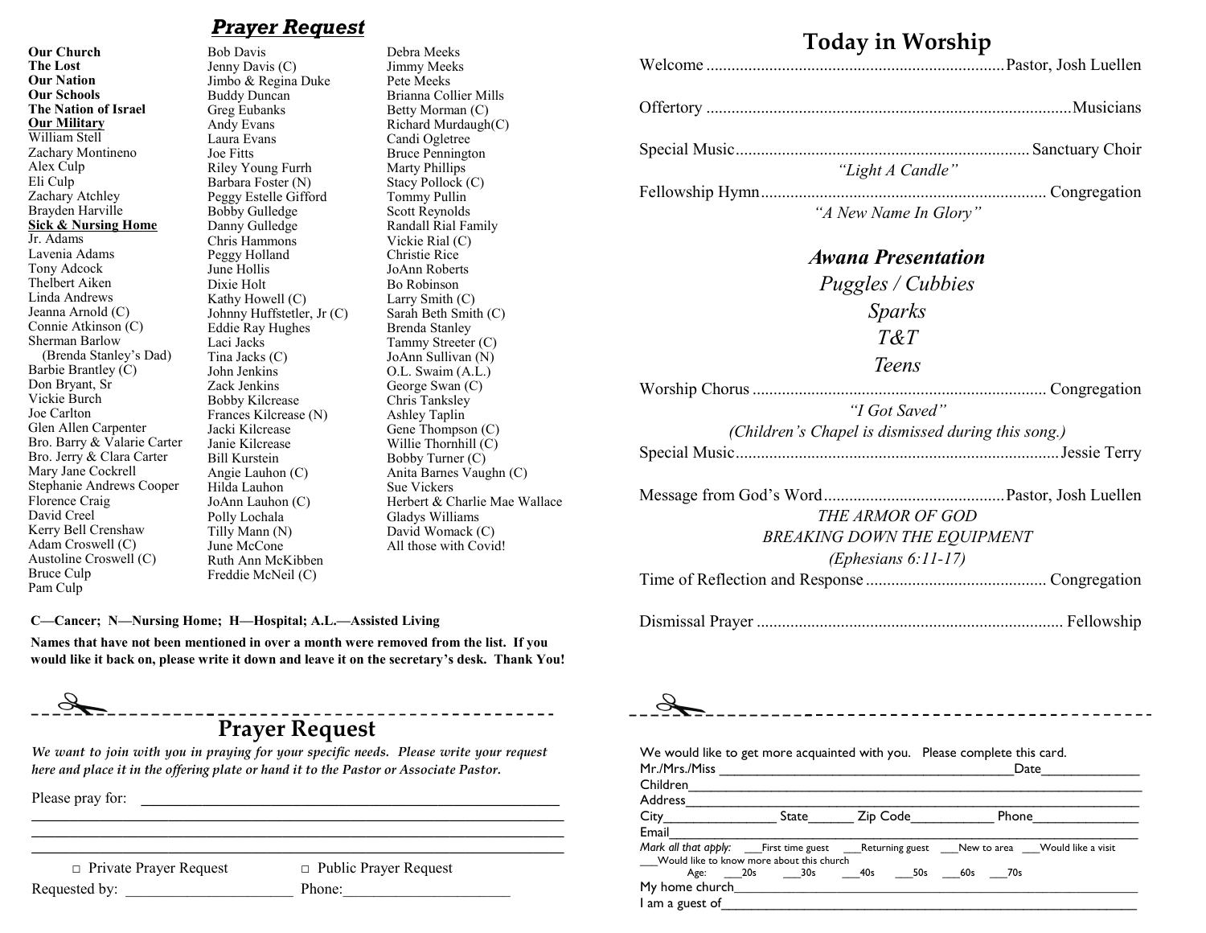## *Prayer Request*

**Our Church**
**The Lost**
**Our Nation**
**Our Schools**
**The Nation of Israel**
**Our Military**

William Stell
Zachary Montineno
Alex Culp
Eli Culp
Zachary Atchley
Brayden Harville

**Sick & Nursing Home**

Jr. Adams
Lavenia Adams
Tony Adcock
Thelbert Aiken
Linda Andrews
Jeanna Arnold (C)
Connie Atkinson (C)
Sherman Barlow
(Brenda Stanley's Dad)
Barbie Brantley (C)
Don Bryant, Sr
Vickie Burch
Joe Carlton
Glen Allen Carpenter
Bro. Barry & Valarie Carter
Bro. Jerry & Clara Carter
Mary Jane Cockrell
Stephanie Andrews Cooper
Florence Craig
David Creel
Kerry Bell Crenshaw
Adam Croswell (C)
Austoline Croswell (C)
Bruce Culp
Pam Culp
Bob Davis
Jenny Davis (C)
Jimbo & Regina Duke
Buddy Duncan
Greg Eubanks
Andy Evans
Laura Evans
Joe Fitts
Riley Young Furrh
Barbara Foster (N)
Peggy Estelle Gifford
Bobby Gulledge
Danny Gulledge
Chris Hammons
Peggy Holland
June Hollis
Dixie Holt
Kathy Howell (C)
Johnny Huffstetler, Jr (C)
Eddie Ray Hughes
Laci Jacks
Tina Jacks (C)
John Jenkins
Zack Jenkins
Bobby Kilcrease
Frances Kilcrease (N)
Jacki Kilcrease
Janie Kilcrease
Bill Kurstein
Angie Lauhon (C)
Hilda Lauhon
JoAnn Lauhon (C)
Polly Lochala
Tilly Mann (N)
June McCone
Ruth Ann McKibben
Freddie McNeil (C)
Debra Meeks
Jimmy Meeks
Pete Meeks
Brianna Collier Mills
Betty Morman (C)
Richard Murdaugh(C)
Candi Ogletree
Bruce Pennington
Marty Phillips
Stacy Pollock (C)
Tommy Pullin
Scott Reynolds
Randall Rial Family
Vickie Rial (C)
Christie Rice
JoAnn Roberts
Bo Robinson
Larry Smith (C)
Sarah Beth Smith (C)
Brenda Stanley
Tammy Streeter (C)
JoAnn Sullivan (N)
O.L. Swaim (A.L.)
George Swan (C)
Chris Tanksley
Ashley Taplin
Gene Thompson (C)
Willie Thornhill (C)
Bobby Turner (C)
Anita Barnes Vaughn (C)
Sue Vickers
Herbert & Charlie Mae Wallace
Gladys Williams
David Womack (C)
All those with Covid!

**C—Cancer; N—Nursing Home; H—Hospital; A.L.—Assisted Living**

**Names that have not been mentioned in over a month were removed from the list. If you would like it back on, please write it down and leave it on the secretary's desk. Thank You!**

## Prayer Request

*We want to join with you in praying for your specific needs. Please write your request here and place it in the offering plate or hand it to the Pastor or Associate Pastor.*

Please pray for: ______________________________________________

______________________________________________________________

______________________________________________________________

______________________________________________________________

□ Private Prayer Request □ Public Prayer Request

Requested by: ____________________ Phone:____________________

# Today in Worship

Welcome .......................... Pastor, Josh Luellen

Offertory .......................... Musicians

Special Music .......................... Sanctuary Choir
*"Light A Candle"*

Fellowship Hymn .......................... Congregation
*"A New Name In Glory"*

***Awana Presentation***
*Puggles / Cubbies*
*Sparks*
*T&T*
*Teens*

Worship Chorus .......................... Congregation
*"I Got Saved"*
*(Children's Chapel is dismissed during this song.)*

Special Music .......................... Jessie Terry

Message from God's Word .......................... Pastor, Josh Luellen
*THE ARMOR OF GOD*
*BREAKING DOWN THE EQUIPMENT*
*(Ephesians 6:11-17)*

Time of Reflection and Response .......................... Congregation

Dismissal Prayer .......................... Fellowship

We would like to get more acquainted with you. Please complete this card.

Mr./Mrs./Miss ________________________________ Date____________

Children______________________________________________________

Address______________________________________________________

City______________ State______ Zip Code__________ Phone____________

Email________________________________________________________

*Mark all that apply:* ___First time guest ___Returning guest ___New to area ___Would like a visit
___Would like to know more about this church
Age: ___20s ___30s ___40s ___50s ___60s ___70s

My home church_______________________________________________

I am a guest of_______________________________________________